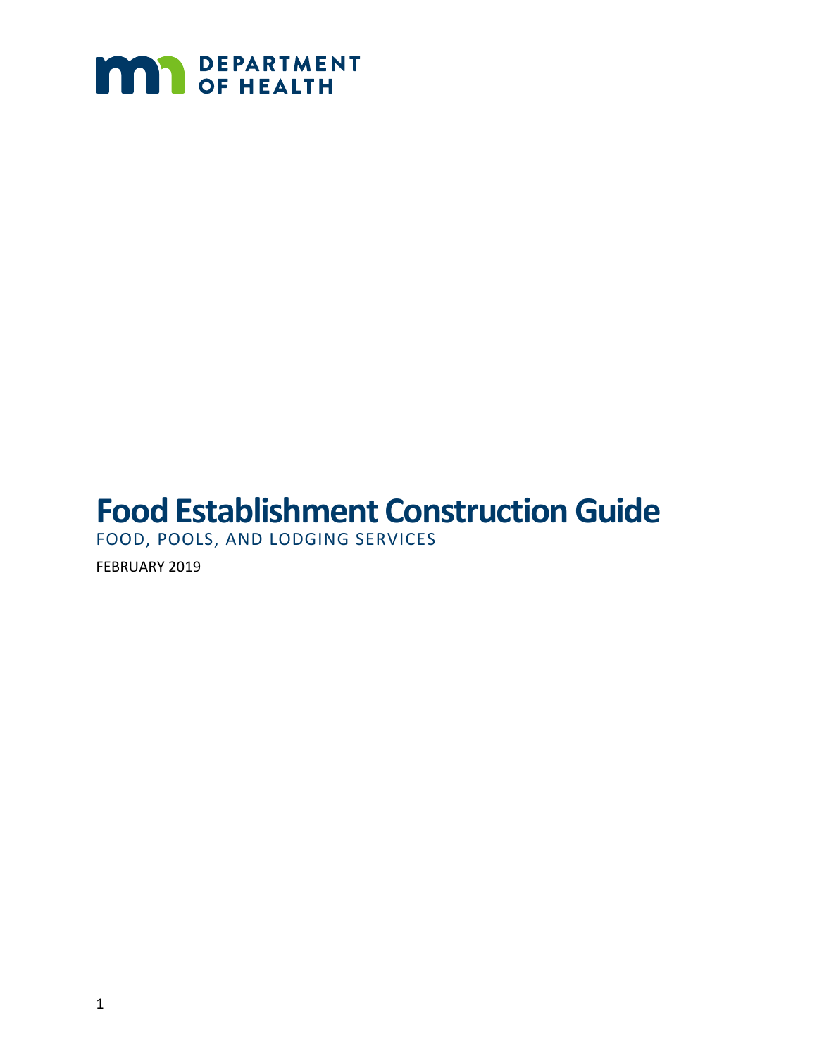DEPARTMENT OF HEALTH

# Food Establishment Construction Guide

FOOD, POOLS, AND LODGING SERVICES

FEBRUARY 2019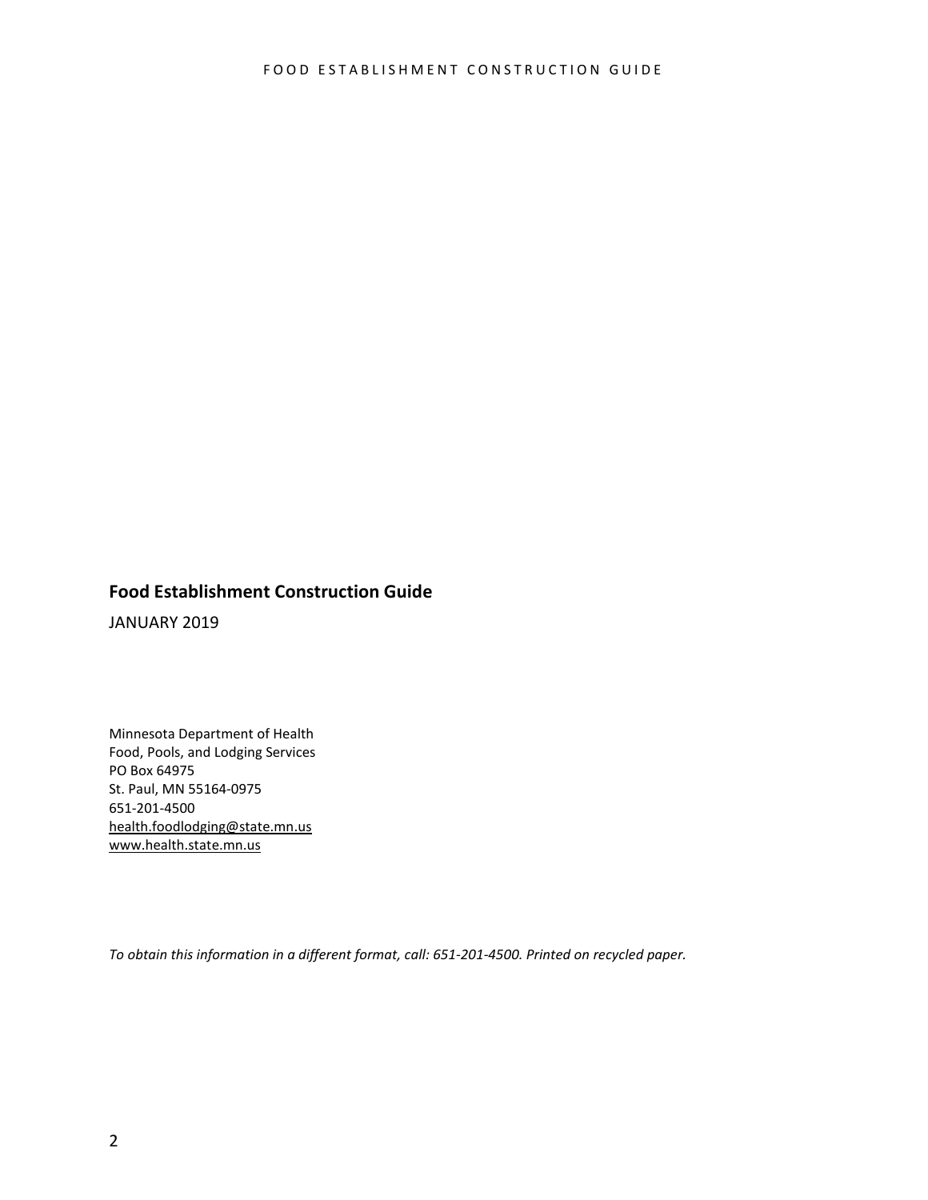## Food Establishment Construction Guide

JANUARY 2019

Minnesota Department of Health
Food, Pools, and Lodging Services
PO Box 64975
St. Paul, MN 55164-0975
651-201-4500
health.foodlodging@state.mn.us
www.health.state.mn.us

*To obtain this information in a different format, call: 651-201-4500. Printed on recycled paper.*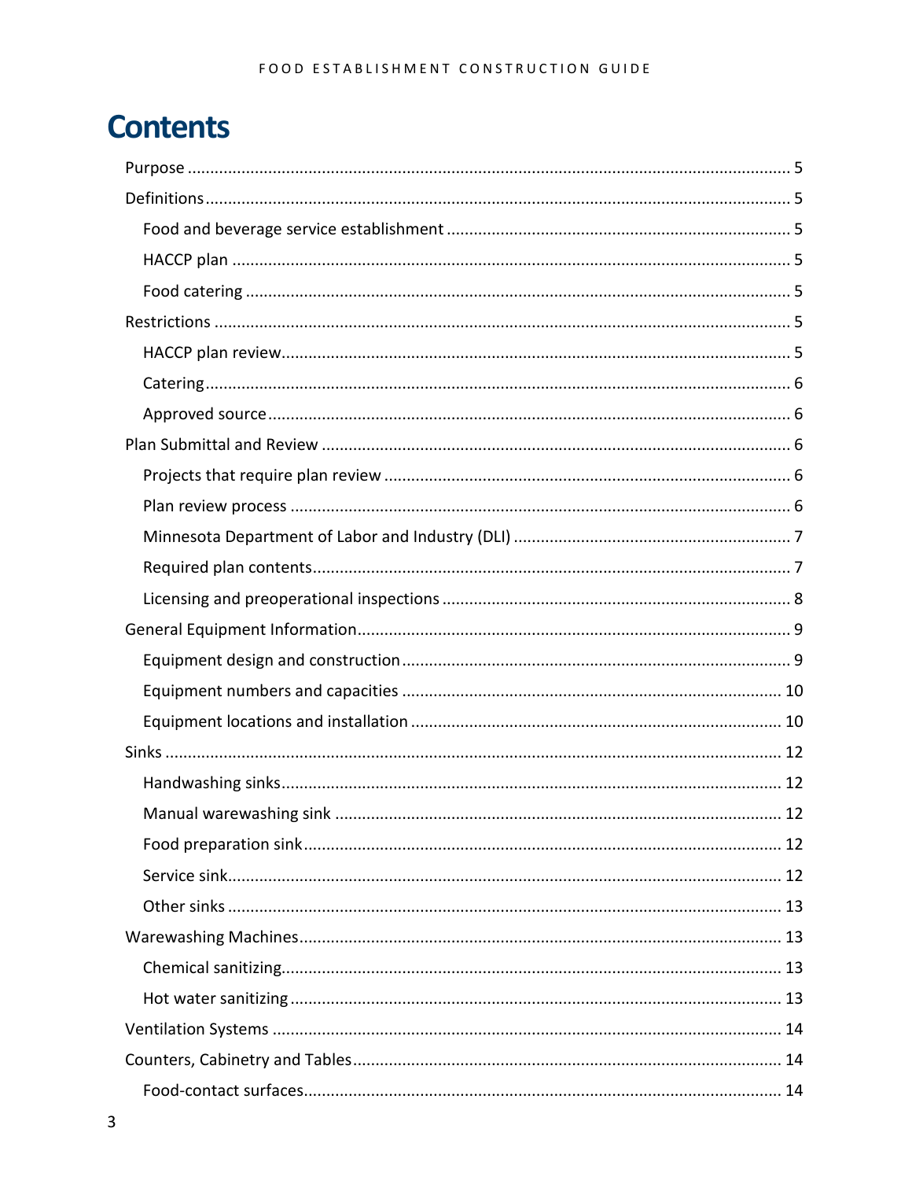# Contents

- Purpose ..... 5
- Definitions ..... 5
  - Food and beverage service establishment ..... 5
  - HACCP plan ..... 5
  - Food catering ..... 5
- Restrictions ..... 5
  - HACCP plan review ..... 5
  - Catering ..... 6
  - Approved source ..... 6
- Plan Submittal and Review ..... 6
  - Projects that require plan review ..... 6
  - Plan review process ..... 6
  - Minnesota Department of Labor and Industry (DLI) ..... 7
  - Required plan contents ..... 7
  - Licensing and preoperational inspections ..... 8
- General Equipment Information ..... 9
  - Equipment design and construction ..... 9
  - Equipment numbers and capacities ..... 10
  - Equipment locations and installation ..... 10
- Sinks ..... 12
  - Handwashing sinks ..... 12
  - Manual warewashing sink ..... 12
  - Food preparation sink ..... 12
  - Service sink ..... 12
  - Other sinks ..... 13
- Warewashing Machines ..... 13
  - Chemical sanitizing ..... 13
  - Hot water sanitizing ..... 13
- Ventilation Systems ..... 14
- Counters, Cabinetry and Tables ..... 14
  - Food-contact surfaces ..... 14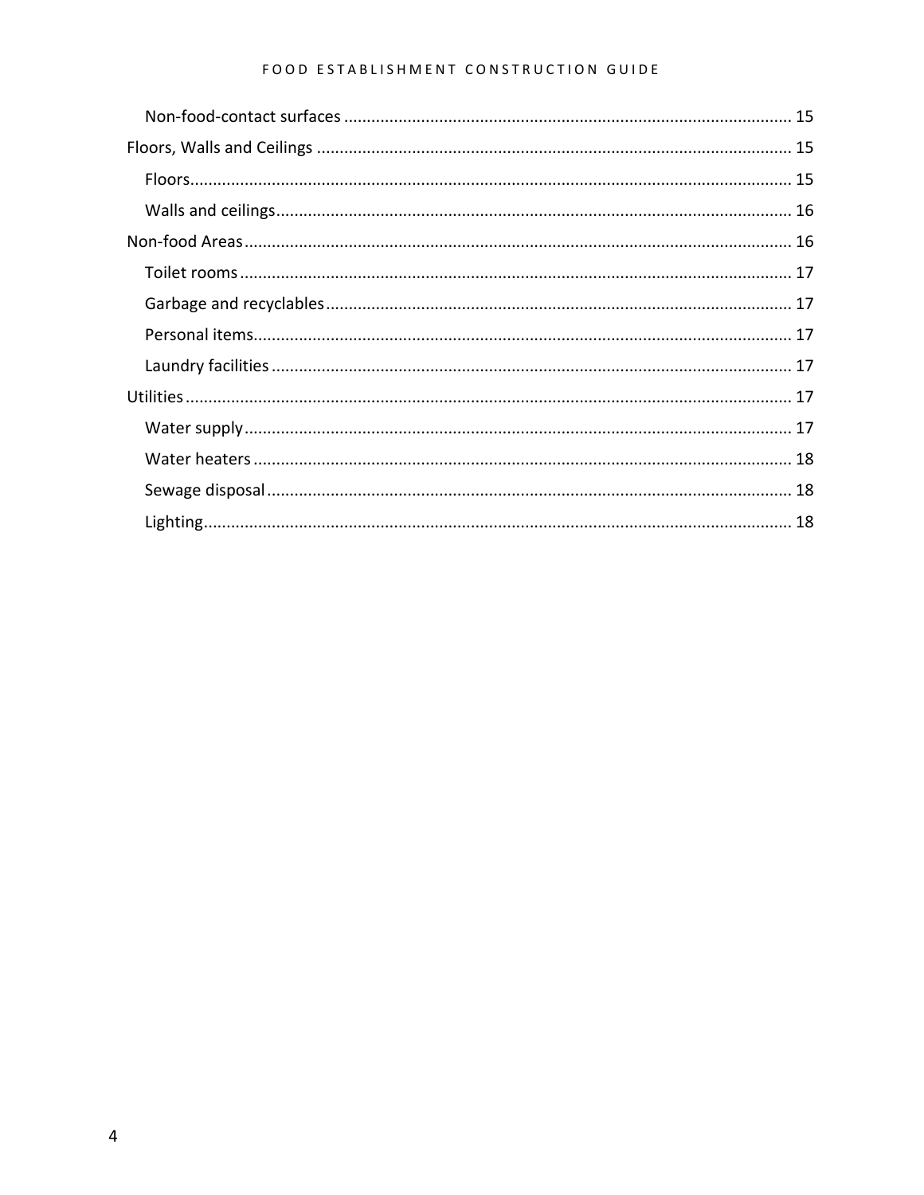- Non-food-contact surfaces ..... 15
- Floors, Walls and Ceilings ..... 15
  - Floors ..... 15
  - Walls and ceilings ..... 16
- Non-food Areas ..... 16
  - Toilet rooms ..... 17
  - Garbage and recyclables ..... 17
  - Personal items ..... 17
  - Laundry facilities ..... 17
- Utilities ..... 17
  - Water supply ..... 17
  - Water heaters ..... 18
  - Sewage disposal ..... 18
  - Lighting ..... 18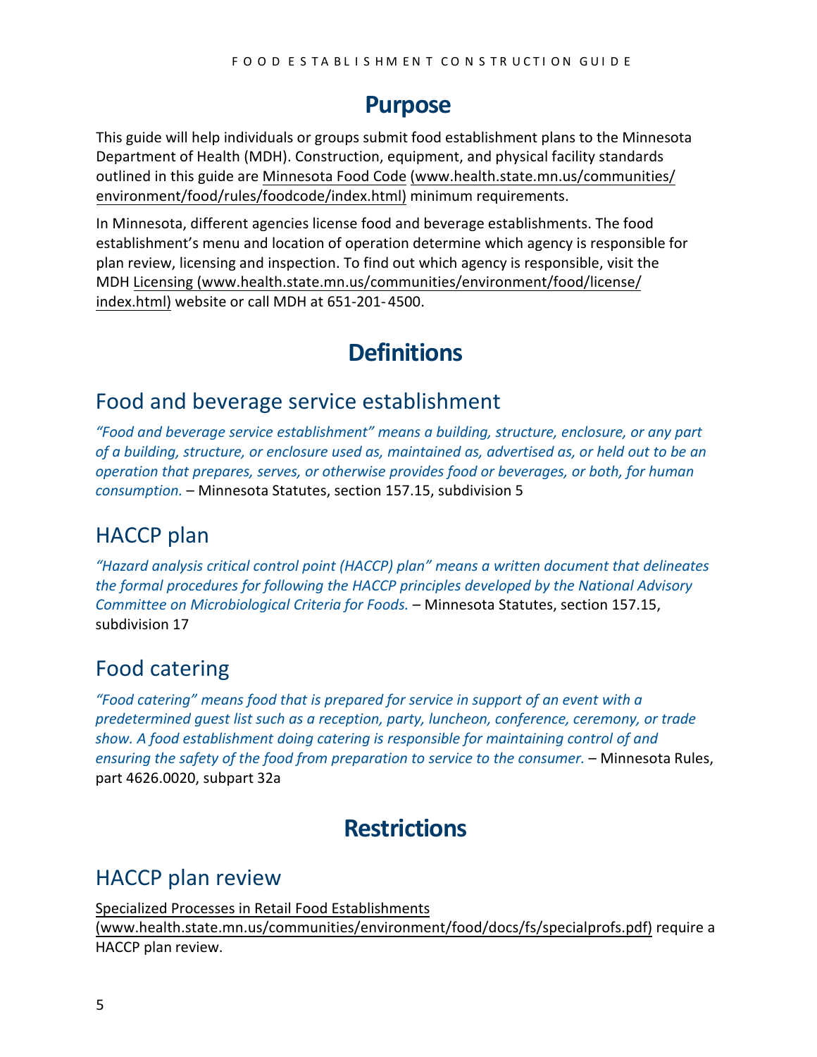# Purpose

This guide will help individuals or groups submit food establishment plans to the Minnesota Department of Health (MDH). Construction, equipment, and physical facility standards outlined in this guide are Minnesota Food Code (www.health.state.mn.us/communities/environment/food/rules/foodcode/index.html) minimum requirements.

In Minnesota, different agencies license food and beverage establishments. The food establishment's menu and location of operation determine which agency is responsible for plan review, licensing and inspection. To find out which agency is responsible, visit the MDH Licensing (www.health.state.mn.us/communities/environment/food/license/index.html) website or call MDH at 651-201-4500.

# Definitions

## Food and beverage service establishment

*"Food and beverage service establishment" means a building, structure, enclosure, or any part of a building, structure, or enclosure used as, maintained as, advertised as, or held out to be an operation that prepares, serves, or otherwise provides food or beverages, or both, for human consumption.* – Minnesota Statutes, section 157.15, subdivision 5

## HACCP plan

*"Hazard analysis critical control point (HACCP) plan" means a written document that delineates the formal procedures for following the HACCP principles developed by the National Advisory Committee on Microbiological Criteria for Foods.* – Minnesota Statutes, section 157.15, subdivision 17

## Food catering

*"Food catering" means food that is prepared for service in support of an event with a predetermined guest list such as a reception, party, luncheon, conference, ceremony, or trade show. A food establishment doing catering is responsible for maintaining control of and ensuring the safety of the food from preparation to service to the consumer.* – Minnesota Rules, part 4626.0020, subpart 32a

# Restrictions

## HACCP plan review

Specialized Processes in Retail Food Establishments (www.health.state.mn.us/communities/environment/food/docs/fs/specialprofs.pdf) require a HACCP plan review.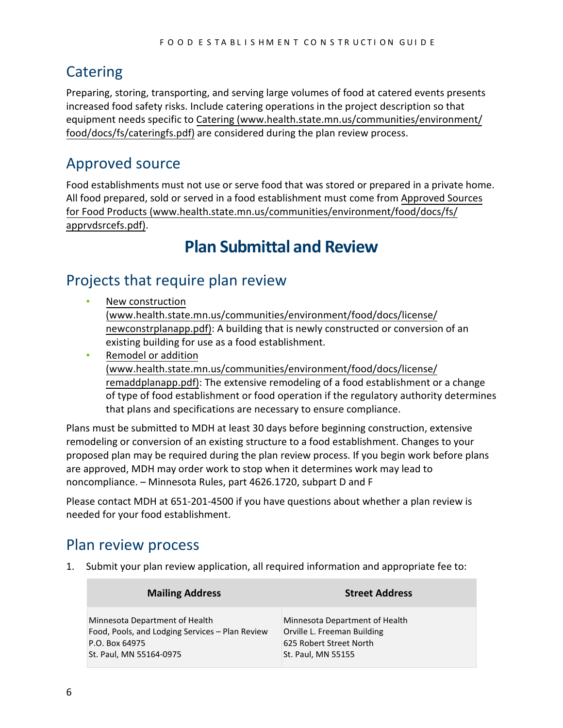## Catering

Preparing, storing, transporting, and serving large volumes of food at catered events presents increased food safety risks. Include catering operations in the project description so that equipment needs specific to Catering (www.health.state.mn.us/communities/environment/food/docs/fs/cateringfs.pdf) are considered during the plan review process.

## Approved source

Food establishments must not use or serve food that was stored or prepared in a private home. All food prepared, sold or served in a food establishment must come from Approved Sources for Food Products (www.health.state.mn.us/communities/environment/food/docs/fs/apprvdsrcefs.pdf).

# Plan Submittal and Review

## Projects that require plan review

- New construction (www.health.state.mn.us/communities/environment/food/docs/license/newconstrplanapp.pdf): A building that is newly constructed or conversion of an existing building for use as a food establishment.
- Remodel or addition (www.health.state.mn.us/communities/environment/food/docs/license/remaddplanapp.pdf): The extensive remodeling of a food establishment or a change of type of food establishment or food operation if the regulatory authority determines that plans and specifications are necessary to ensure compliance.

Plans must be submitted to MDH at least 30 days before beginning construction, extensive remodeling or conversion of an existing structure to a food establishment. Changes to your proposed plan may be required during the plan review process. If you begin work before plans are approved, MDH may order work to stop when it determines work may lead to noncompliance. – Minnesota Rules, part 4626.1720, subpart D and F

Please contact MDH at 651-201-4500 if you have questions about whether a plan review is needed for your food establishment.

## Plan review process

1. Submit your plan review application, all required information and appropriate fee to:

| Mailing Address | Street Address |
|---|---|
| Minnesota Department of Health<br>Food, Pools, and Lodging Services – Plan Review<br>P.O. Box 64975<br>St. Paul, MN 55164-0975 | Minnesota Department of Health<br>Orville L. Freeman Building<br>625 Robert Street North<br>St. Paul, MN 55155 |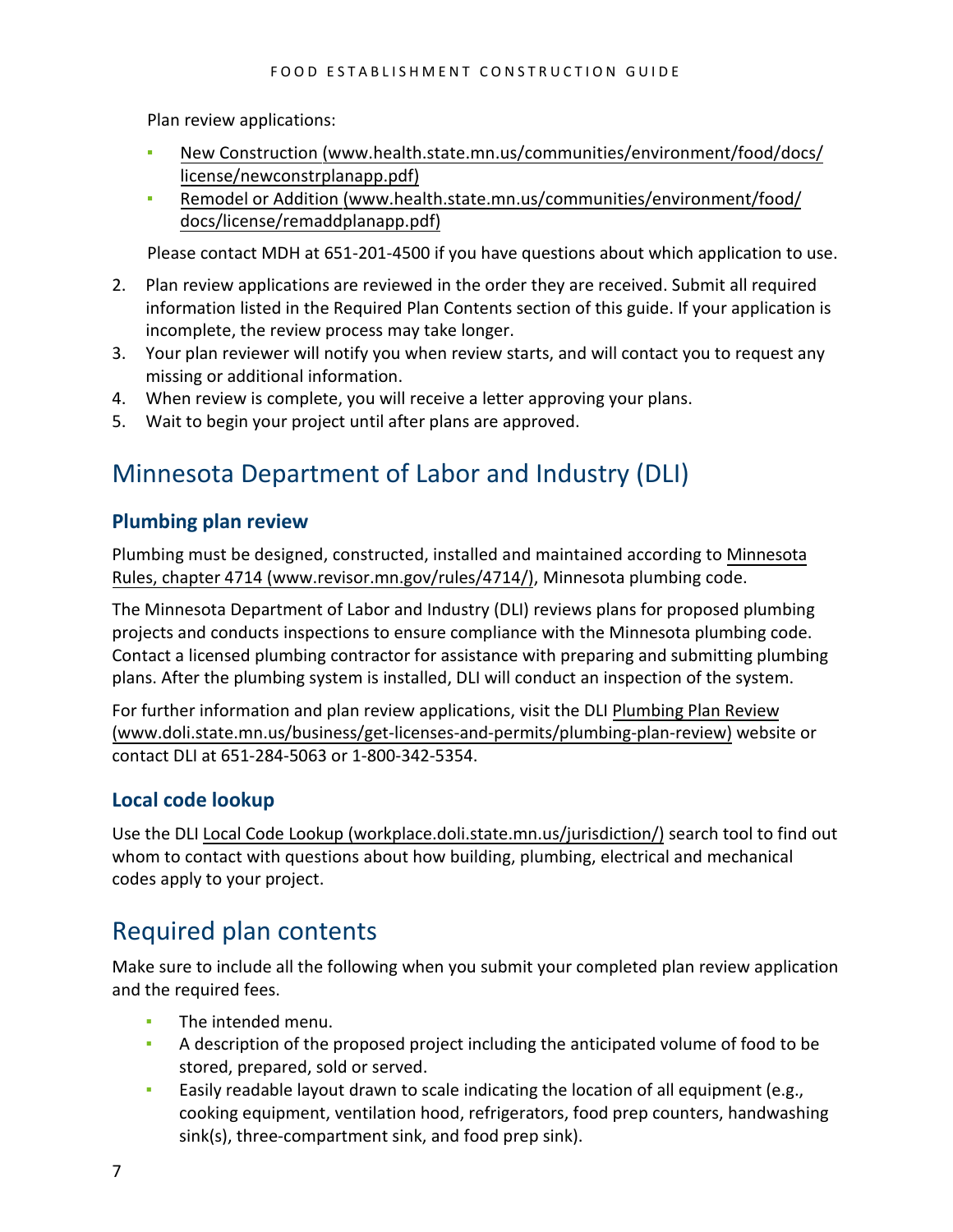Plan review applications:

- New Construction (www.health.state.mn.us/communities/environment/food/docs/license/newconstrplanapp.pdf)
- Remodel or Addition (www.health.state.mn.us/communities/environment/food/docs/license/remaddplanapp.pdf)

Please contact MDH at 651-201-4500 if you have questions about which application to use.

2. Plan review applications are reviewed in the order they are received. Submit all required information listed in the Required Plan Contents section of this guide. If your application is incomplete, the review process may take longer.
3. Your plan reviewer will notify you when review starts, and will contact you to request any missing or additional information.
4. When review is complete, you will receive a letter approving your plans.
5. Wait to begin your project until after plans are approved.

## Minnesota Department of Labor and Industry (DLI)

### Plumbing plan review

Plumbing must be designed, constructed, installed and maintained according to Minnesota Rules, chapter 4714 (www.revisor.mn.gov/rules/4714/), Minnesota plumbing code.

The Minnesota Department of Labor and Industry (DLI) reviews plans for proposed plumbing projects and conducts inspections to ensure compliance with the Minnesota plumbing code. Contact a licensed plumbing contractor for assistance with preparing and submitting plumbing plans. After the plumbing system is installed, DLI will conduct an inspection of the system.

For further information and plan review applications, visit the DLI Plumbing Plan Review (www.doli.state.mn.us/business/get-licenses-and-permits/plumbing-plan-review) website or contact DLI at 651-284-5063 or 1-800-342-5354.

### Local code lookup

Use the DLI Local Code Lookup (workplace.doli.state.mn.us/jurisdiction/) search tool to find out whom to contact with questions about how building, plumbing, electrical and mechanical codes apply to your project.

## Required plan contents

Make sure to include all the following when you submit your completed plan review application and the required fees.

- The intended menu.
- A description of the proposed project including the anticipated volume of food to be stored, prepared, sold or served.
- Easily readable layout drawn to scale indicating the location of all equipment (e.g., cooking equipment, ventilation hood, refrigerators, food prep counters, handwashing sink(s), three-compartment sink, and food prep sink).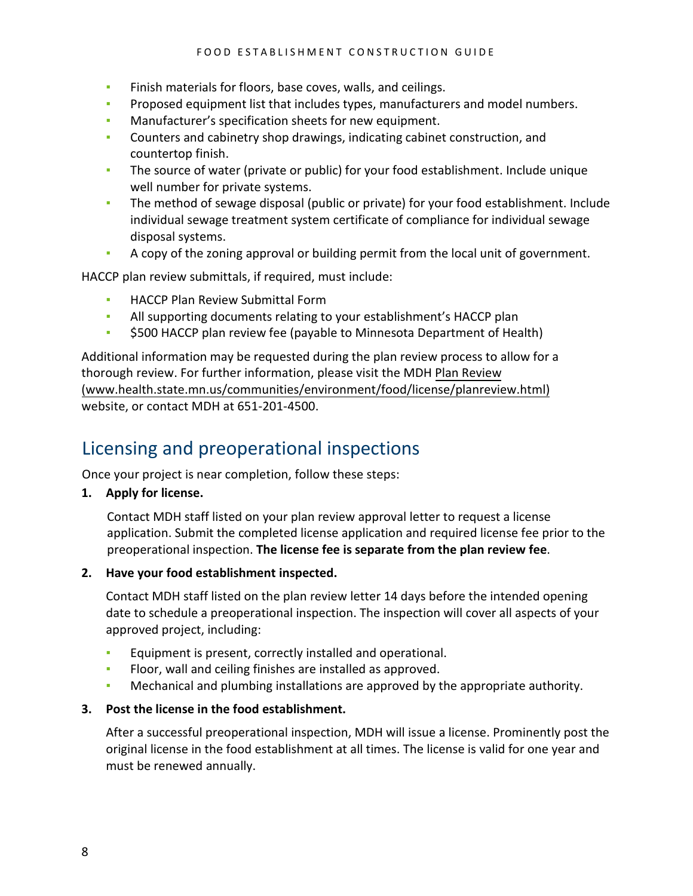- Finish materials for floors, base coves, walls, and ceilings.
- Proposed equipment list that includes types, manufacturers and model numbers.
- Manufacturer's specification sheets for new equipment.
- Counters and cabinetry shop drawings, indicating cabinet construction, and countertop finish.
- The source of water (private or public) for your food establishment. Include unique well number for private systems.
- The method of sewage disposal (public or private) for your food establishment. Include individual sewage treatment system certificate of compliance for individual sewage disposal systems.
- A copy of the zoning approval or building permit from the local unit of government.

HACCP plan review submittals, if required, must include:

- HACCP Plan Review Submittal Form
- All supporting documents relating to your establishment's HACCP plan
- $500 HACCP plan review fee (payable to Minnesota Department of Health)

Additional information may be requested during the plan review process to allow for a thorough review. For further information, please visit the MDH Plan Review (www.health.state.mn.us/communities/environment/food/license/planreview.html) website, or contact MDH at 651-201-4500.

## Licensing and preoperational inspections

Once your project is near completion, follow these steps:

1. **Apply for license.**

   Contact MDH staff listed on your plan review approval letter to request a license application. Submit the completed license application and required license fee prior to the preoperational inspection. **The license fee is separate from the plan review fee**.

2. **Have your food establishment inspected.**

   Contact MDH staff listed on the plan review letter 14 days before the intended opening date to schedule a preoperational inspection. The inspection will cover all aspects of your approved project, including:

   - Equipment is present, correctly installed and operational.
   - Floor, wall and ceiling finishes are installed as approved.
   - Mechanical and plumbing installations are approved by the appropriate authority.

3. **Post the license in the food establishment.**

   After a successful preoperational inspection, MDH will issue a license. Prominently post the original license in the food establishment at all times. The license is valid for one year and must be renewed annually.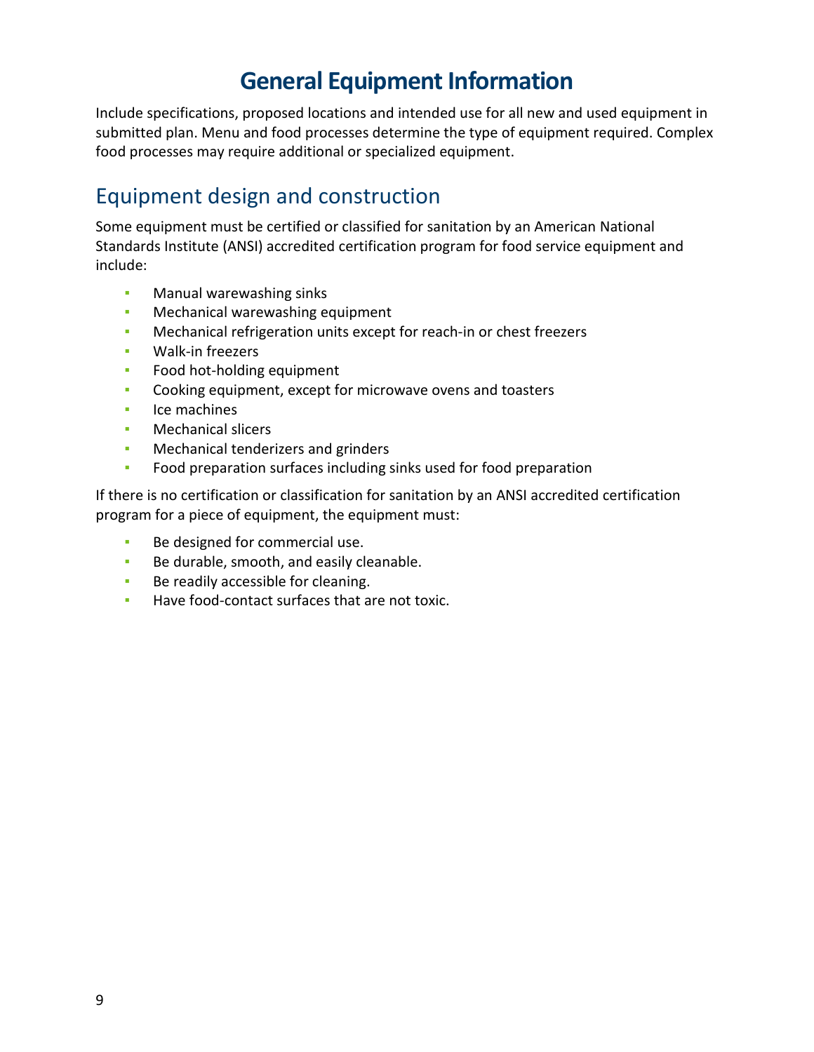# General Equipment Information

Include specifications, proposed locations and intended use for all new and used equipment in submitted plan. Menu and food processes determine the type of equipment required. Complex food processes may require additional or specialized equipment.

## Equipment design and construction

Some equipment must be certified or classified for sanitation by an American National Standards Institute (ANSI) accredited certification program for food service equipment and include:

- Manual warewashing sinks
- Mechanical warewashing equipment
- Mechanical refrigeration units except for reach-in or chest freezers
- Walk-in freezers
- Food hot-holding equipment
- Cooking equipment, except for microwave ovens and toasters
- Ice machines
- Mechanical slicers
- Mechanical tenderizers and grinders
- Food preparation surfaces including sinks used for food preparation

If there is no certification or classification for sanitation by an ANSI accredited certification program for a piece of equipment, the equipment must:

- Be designed for commercial use.
- Be durable, smooth, and easily cleanable.
- Be readily accessible for cleaning.
- Have food-contact surfaces that are not toxic.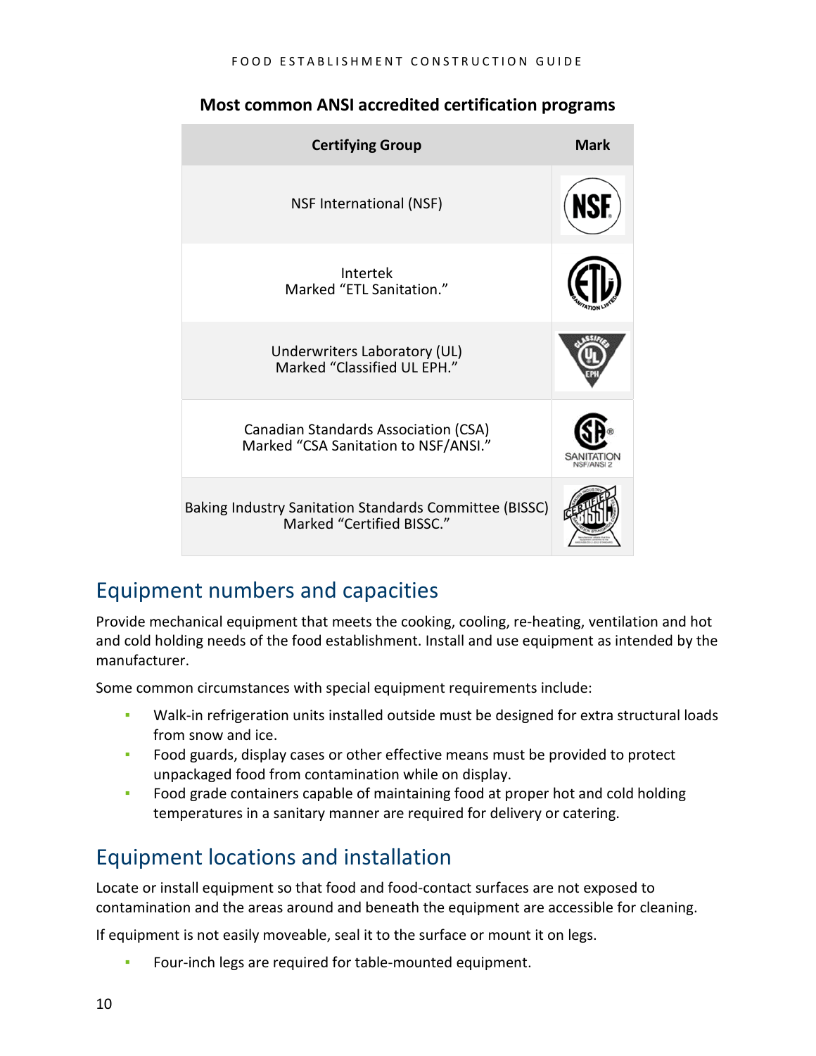**Most common ANSI accredited certification programs**

| Certifying Group | Mark |
|---|---|
| NSF International (NSF) | |
| Intertek<br>Marked "ETL Sanitation." | |
| Underwriters Laboratory (UL)<br>Marked "Classified UL EPH." | |
| Canadian Standards Association (CSA)<br>Marked "CSA Sanitation to NSF/ANSI." | |
| Baking Industry Sanitation Standards Committee (BISSC)<br>Marked "Certified BISSC." | |

## Equipment numbers and capacities

Provide mechanical equipment that meets the cooking, cooling, re-heating, ventilation and hot and cold holding needs of the food establishment. Install and use equipment as intended by the manufacturer.

Some common circumstances with special equipment requirements include:

- Walk-in refrigeration units installed outside must be designed for extra structural loads from snow and ice.
- Food guards, display cases or other effective means must be provided to protect unpackaged food from contamination while on display.
- Food grade containers capable of maintaining food at proper hot and cold holding temperatures in a sanitary manner are required for delivery or catering.

## Equipment locations and installation

Locate or install equipment so that food and food-contact surfaces are not exposed to contamination and the areas around and beneath the equipment are accessible for cleaning.

If equipment is not easily moveable, seal it to the surface or mount it on legs.

- Four-inch legs are required for table-mounted equipment.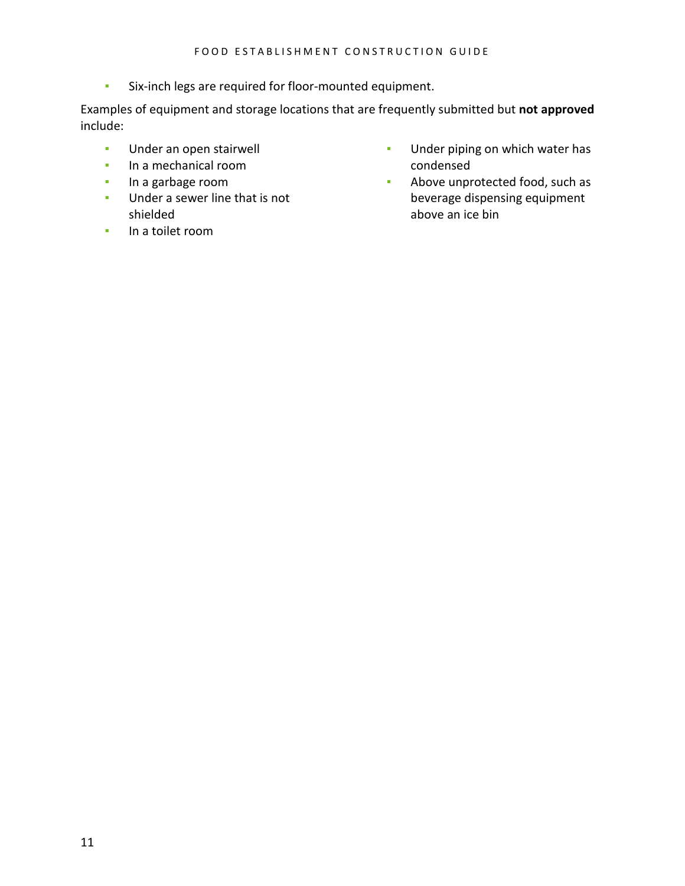- Six-inch legs are required for floor-mounted equipment.

Examples of equipment and storage locations that are frequently submitted but **not approved** include:

- Under an open stairwell
- In a mechanical room
- In a garbage room
- Under a sewer line that is not shielded
- In a toilet room
- Under piping on which water has condensed
- Above unprotected food, such as beverage dispensing equipment above an ice bin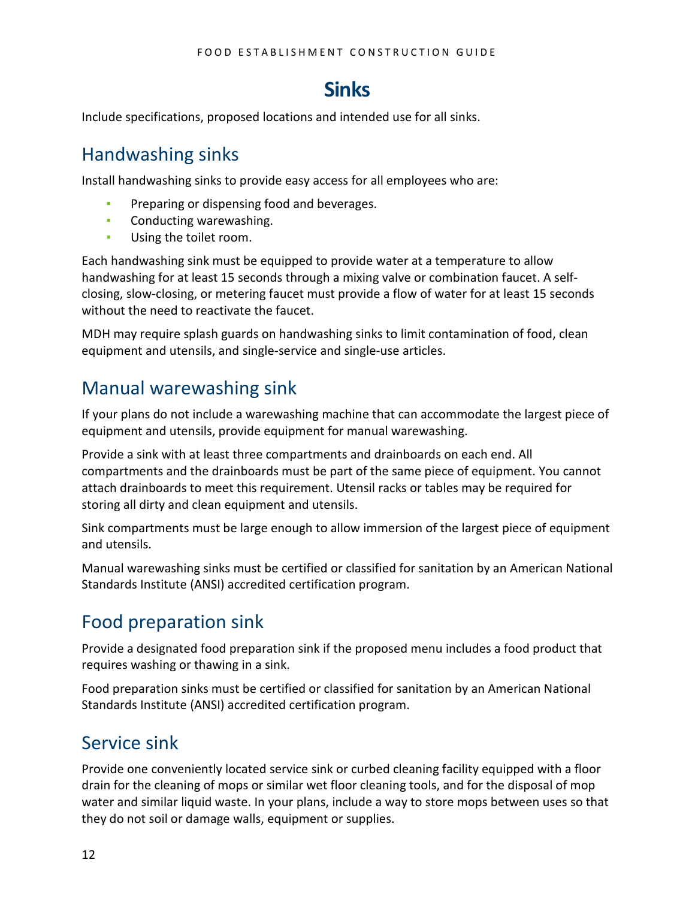# Sinks

Include specifications, proposed locations and intended use for all sinks.

## Handwashing sinks

Install handwashing sinks to provide easy access for all employees who are:

- Preparing or dispensing food and beverages.
- Conducting warewashing.
- Using the toilet room.

Each handwashing sink must be equipped to provide water at a temperature to allow handwashing for at least 15 seconds through a mixing valve or combination faucet. A self-closing, slow-closing, or metering faucet must provide a flow of water for at least 15 seconds without the need to reactivate the faucet.

MDH may require splash guards on handwashing sinks to limit contamination of food, clean equipment and utensils, and single-service and single-use articles.

## Manual warewashing sink

If your plans do not include a warewashing machine that can accommodate the largest piece of equipment and utensils, provide equipment for manual warewashing.

Provide a sink with at least three compartments and drainboards on each end. All compartments and the drainboards must be part of the same piece of equipment. You cannot attach drainboards to meet this requirement. Utensil racks or tables may be required for storing all dirty and clean equipment and utensils.

Sink compartments must be large enough to allow immersion of the largest piece of equipment and utensils.

Manual warewashing sinks must be certified or classified for sanitation by an American National Standards Institute (ANSI) accredited certification program.

## Food preparation sink

Provide a designated food preparation sink if the proposed menu includes a food product that requires washing or thawing in a sink.

Food preparation sinks must be certified or classified for sanitation by an American National Standards Institute (ANSI) accredited certification program.

## Service sink

Provide one conveniently located service sink or curbed cleaning facility equipped with a floor drain for the cleaning of mops or similar wet floor cleaning tools, and for the disposal of mop water and similar liquid waste. In your plans, include a way to store mops between uses so that they do not soil or damage walls, equipment or supplies.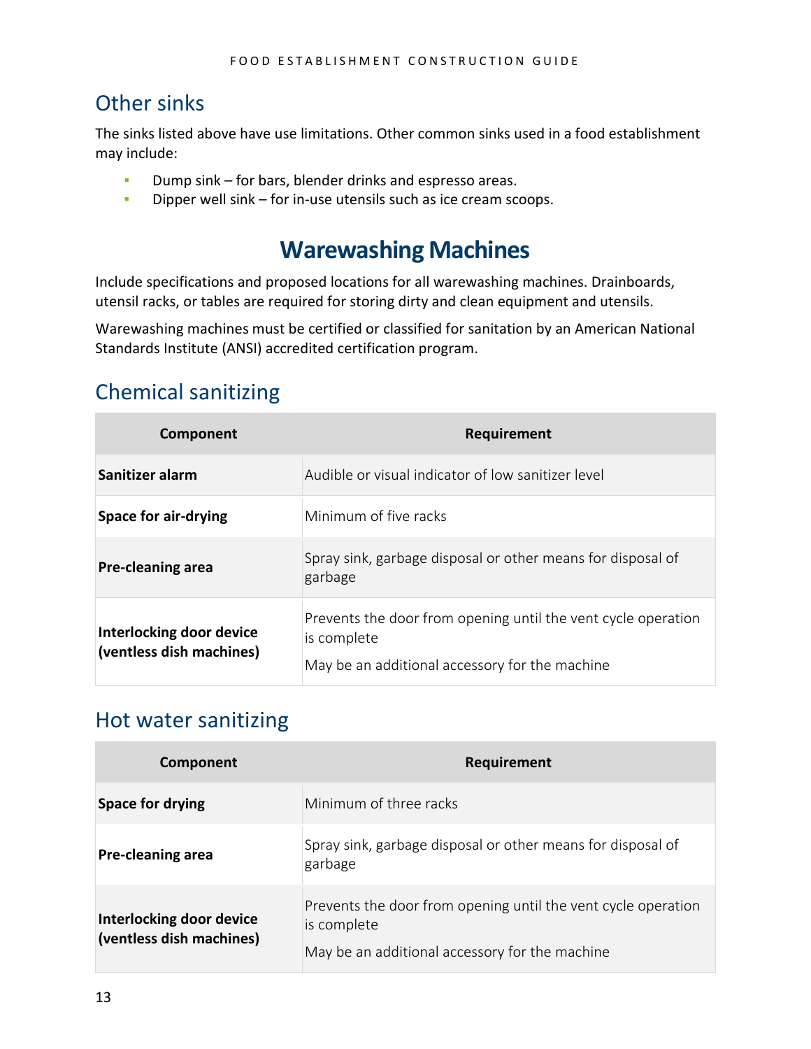## Other sinks

The sinks listed above have use limitations. Other common sinks used in a food establishment may include:

- Dump sink – for bars, blender drinks and espresso areas.
- Dipper well sink – for in-use utensils such as ice cream scoops.

# Warewashing Machines

Include specifications and proposed locations for all warewashing machines. Drainboards, utensil racks, or tables are required for storing dirty and clean equipment and utensils.

Warewashing machines must be certified or classified for sanitation by an American National Standards Institute (ANSI) accredited certification program.

## Chemical sanitizing

| Component | Requirement |
|---|---|
| **Sanitizer alarm** | Audible or visual indicator of low sanitizer level |
| **Space for air-drying** | Minimum of five racks |
| **Pre-cleaning area** | Spray sink, garbage disposal or other means for disposal of garbage |
| **Interlocking door device (ventless dish machines)** | Prevents the door from opening until the vent cycle operation is complete<br>May be an additional accessory for the machine |

## Hot water sanitizing

| Component | Requirement |
|---|---|
| **Space for drying** | Minimum of three racks |
| **Pre-cleaning area** | Spray sink, garbage disposal or other means for disposal of garbage |
| **Interlocking door device (ventless dish machines)** | Prevents the door from opening until the vent cycle operation is complete<br>May be an additional accessory for the machine |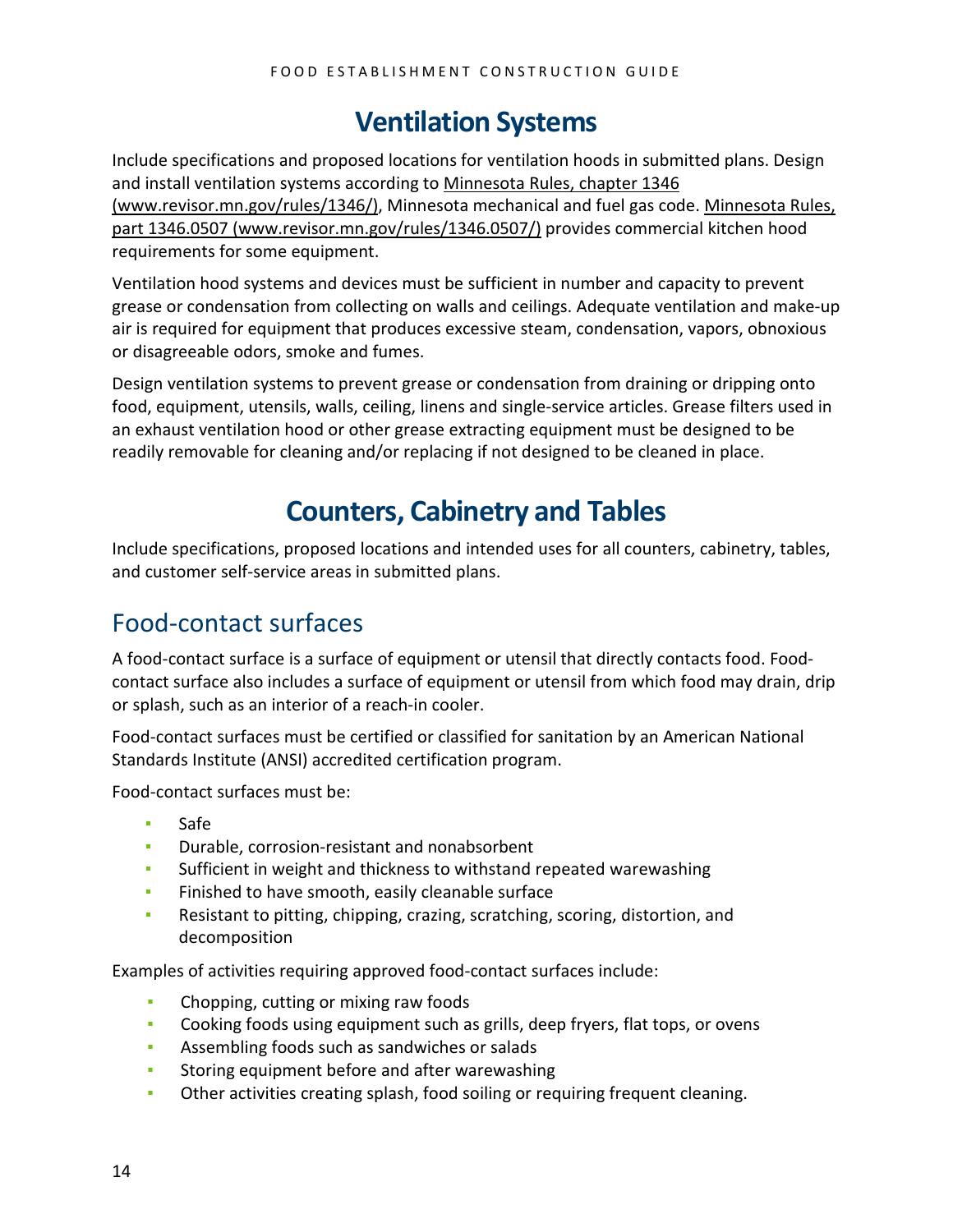# Ventilation Systems

Include specifications and proposed locations for ventilation hoods in submitted plans. Design and install ventilation systems according to [Minnesota Rules, chapter 1346 (www.revisor.mn.gov/rules/1346/)](www.revisor.mn.gov/rules/1346/), Minnesota mechanical and fuel gas code. [Minnesota Rules, part 1346.0507 (www.revisor.mn.gov/rules/1346.0507/)](www.revisor.mn.gov/rules/1346.0507/) provides commercial kitchen hood requirements for some equipment.

Ventilation hood systems and devices must be sufficient in number and capacity to prevent grease or condensation from collecting on walls and ceilings. Adequate ventilation and make-up air is required for equipment that produces excessive steam, condensation, vapors, obnoxious or disagreeable odors, smoke and fumes.

Design ventilation systems to prevent grease or condensation from draining or dripping onto food, equipment, utensils, walls, ceiling, linens and single-service articles. Grease filters used in an exhaust ventilation hood or other grease extracting equipment must be designed to be readily removable for cleaning and/or replacing if not designed to be cleaned in place.

# Counters, Cabinetry and Tables

Include specifications, proposed locations and intended uses for all counters, cabinetry, tables, and customer self-service areas in submitted plans.

## Food-contact surfaces

A food-contact surface is a surface of equipment or utensil that directly contacts food. Food-contact surface also includes a surface of equipment or utensil from which food may drain, drip or splash, such as an interior of a reach-in cooler.

Food-contact surfaces must be certified or classified for sanitation by an American National Standards Institute (ANSI) accredited certification program.

Food-contact surfaces must be:

- Safe
- Durable, corrosion-resistant and nonabsorbent
- Sufficient in weight and thickness to withstand repeated warewashing
- Finished to have smooth, easily cleanable surface
- Resistant to pitting, chipping, crazing, scratching, scoring, distortion, and decomposition

Examples of activities requiring approved food-contact surfaces include:

- Chopping, cutting or mixing raw foods
- Cooking foods using equipment such as grills, deep fryers, flat tops, or ovens
- Assembling foods such as sandwiches or salads
- Storing equipment before and after warewashing
- Other activities creating splash, food soiling or requiring frequent cleaning.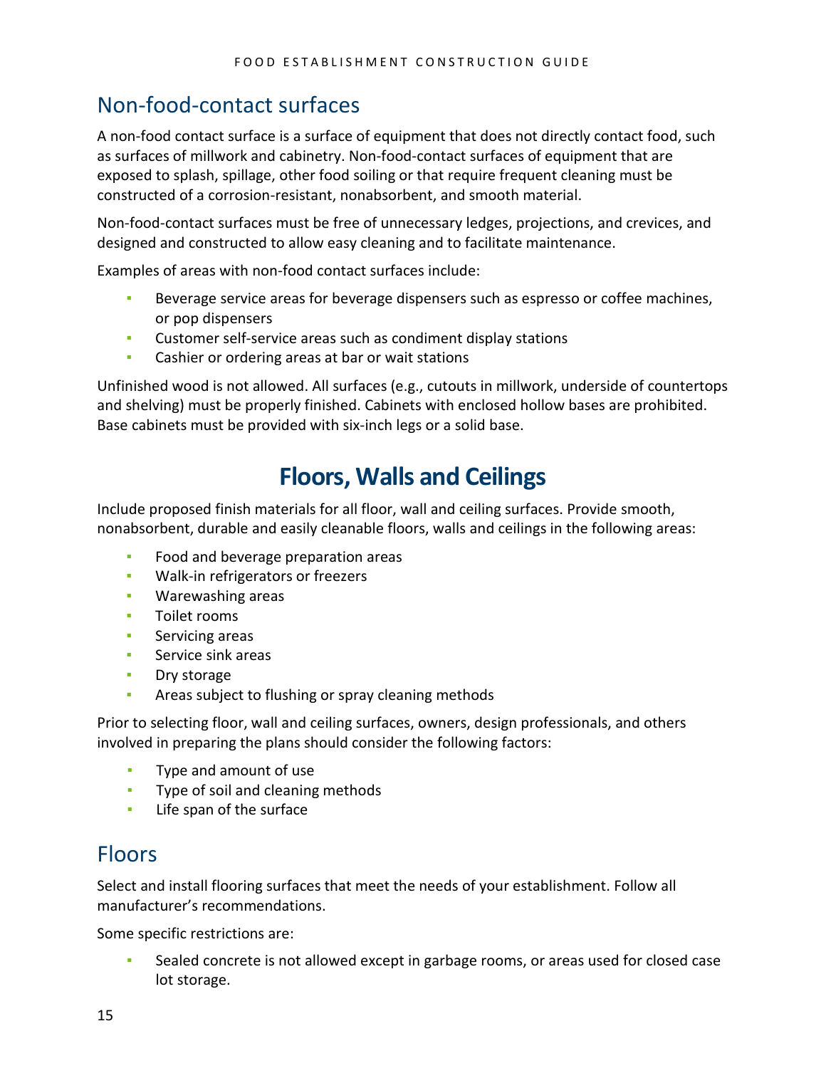## Non-food-contact surfaces

A non-food contact surface is a surface of equipment that does not directly contact food, such as surfaces of millwork and cabinetry. Non-food-contact surfaces of equipment that are exposed to splash, spillage, other food soiling or that require frequent cleaning must be constructed of a corrosion-resistant, nonabsorbent, and smooth material.

Non-food-contact surfaces must be free of unnecessary ledges, projections, and crevices, and designed and constructed to allow easy cleaning and to facilitate maintenance.

Examples of areas with non-food contact surfaces include:

- Beverage service areas for beverage dispensers such as espresso or coffee machines, or pop dispensers
- Customer self-service areas such as condiment display stations
- Cashier or ordering areas at bar or wait stations

Unfinished wood is not allowed. All surfaces (e.g., cutouts in millwork, underside of countertops and shelving) must be properly finished. Cabinets with enclosed hollow bases are prohibited. Base cabinets must be provided with six-inch legs or a solid base.

# Floors, Walls and Ceilings

Include proposed finish materials for all floor, wall and ceiling surfaces. Provide smooth, nonabsorbent, durable and easily cleanable floors, walls and ceilings in the following areas:

- Food and beverage preparation areas
- Walk-in refrigerators or freezers
- Warewashing areas
- Toilet rooms
- Servicing areas
- Service sink areas
- Dry storage
- Areas subject to flushing or spray cleaning methods

Prior to selecting floor, wall and ceiling surfaces, owners, design professionals, and others involved in preparing the plans should consider the following factors:

- Type and amount of use
- Type of soil and cleaning methods
- Life span of the surface

## Floors

Select and install flooring surfaces that meet the needs of your establishment. Follow all manufacturer's recommendations.

Some specific restrictions are:

- Sealed concrete is not allowed except in garbage rooms, or areas used for closed case lot storage.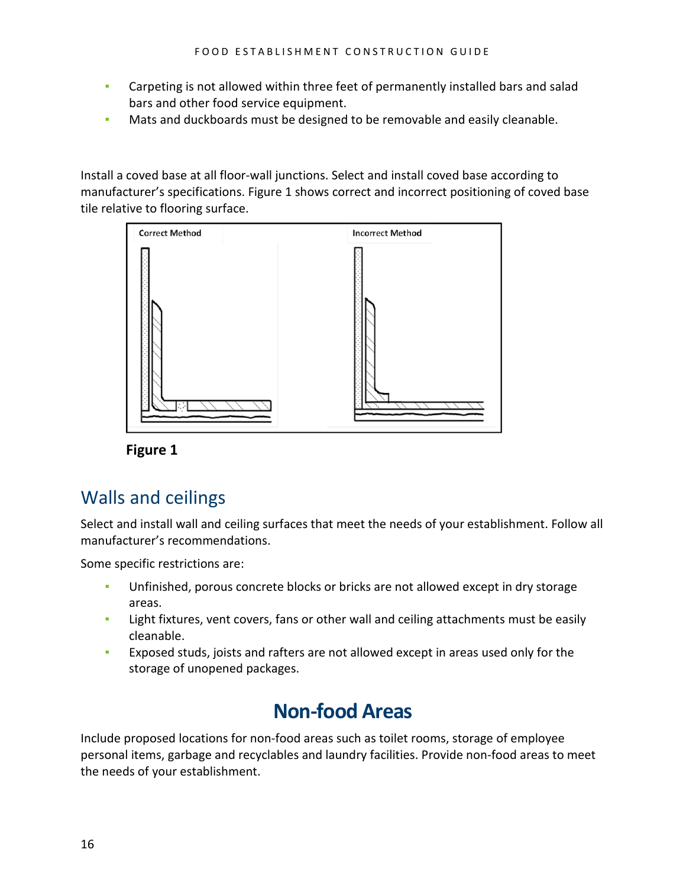- Carpeting is not allowed within three feet of permanently installed bars and salad bars and other food service equipment.
- Mats and duckboards must be designed to be removable and easily cleanable.

Install a coved base at all floor-wall junctions. Select and install coved base according to manufacturer's specifications. Figure 1 shows correct and incorrect positioning of coved base tile relative to flooring surface.

Correct Method

Incorrect Method

**Figure 1**

## Walls and ceilings

Select and install wall and ceiling surfaces that meet the needs of your establishment. Follow all manufacturer's recommendations.

Some specific restrictions are:

- Unfinished, porous concrete blocks or bricks are not allowed except in dry storage areas.
- Light fixtures, vent covers, fans or other wall and ceiling attachments must be easily cleanable.
- Exposed studs, joists and rafters are not allowed except in areas used only for the storage of unopened packages.

# Non-food Areas

Include proposed locations for non-food areas such as toilet rooms, storage of employee personal items, garbage and recyclables and laundry facilities. Provide non-food areas to meet the needs of your establishment.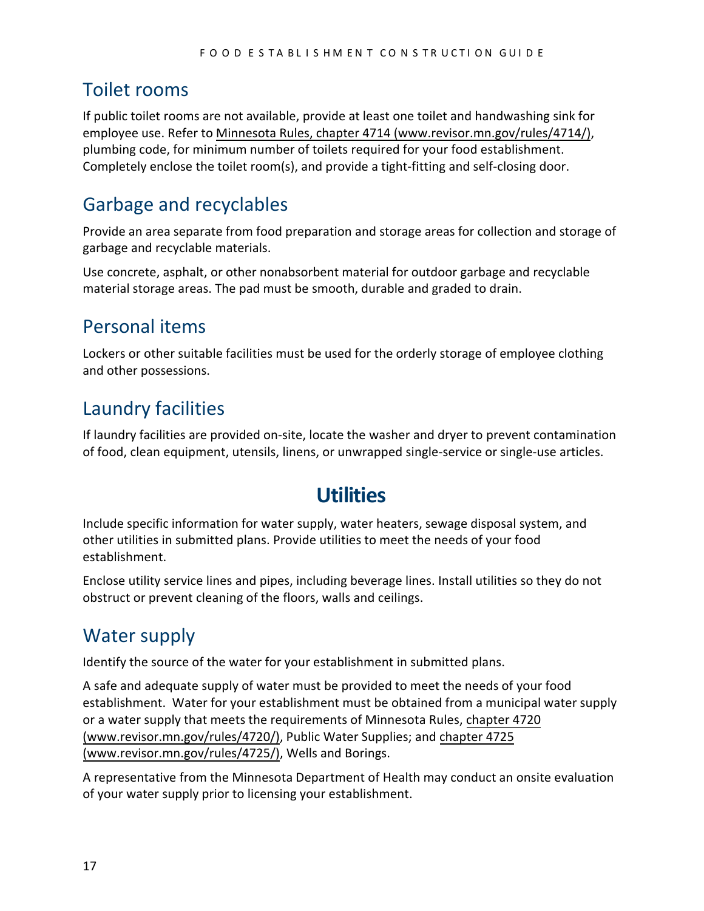## Toilet rooms

If public toilet rooms are not available, provide at least one toilet and handwashing sink for employee use. Refer to Minnesota Rules, chapter 4714 (www.revisor.mn.gov/rules/4714/), plumbing code, for minimum number of toilets required for your food establishment. Completely enclose the toilet room(s), and provide a tight-fitting and self-closing door.

## Garbage and recyclables

Provide an area separate from food preparation and storage areas for collection and storage of garbage and recyclable materials.

Use concrete, asphalt, or other nonabsorbent material for outdoor garbage and recyclable material storage areas. The pad must be smooth, durable and graded to drain.

## Personal items

Lockers or other suitable facilities must be used for the orderly storage of employee clothing and other possessions.

## Laundry facilities

If laundry facilities are provided on-site, locate the washer and dryer to prevent contamination of food, clean equipment, utensils, linens, or unwrapped single-service or single-use articles.

# Utilities

Include specific information for water supply, water heaters, sewage disposal system, and other utilities in submitted plans. Provide utilities to meet the needs of your food establishment.

Enclose utility service lines and pipes, including beverage lines. Install utilities so they do not obstruct or prevent cleaning of the floors, walls and ceilings.

## Water supply

Identify the source of the water for your establishment in submitted plans.

A safe and adequate supply of water must be provided to meet the needs of your food establishment. Water for your establishment must be obtained from a municipal water supply or a water supply that meets the requirements of Minnesota Rules, chapter 4720 (www.revisor.mn.gov/rules/4720/), Public Water Supplies; and chapter 4725 (www.revisor.mn.gov/rules/4725/), Wells and Borings.

A representative from the Minnesota Department of Health may conduct an onsite evaluation of your water supply prior to licensing your establishment.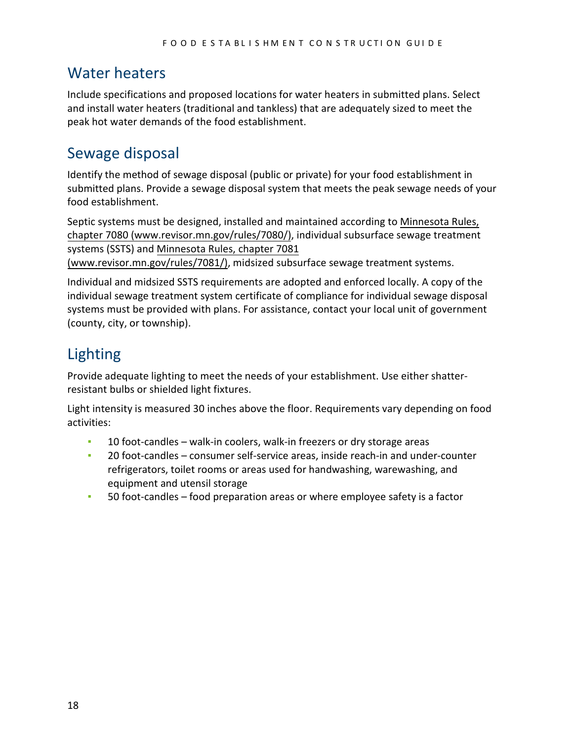## Water heaters

Include specifications and proposed locations for water heaters in submitted plans. Select and install water heaters (traditional and tankless) that are adequately sized to meet the peak hot water demands of the food establishment.

## Sewage disposal

Identify the method of sewage disposal (public or private) for your food establishment in submitted plans. Provide a sewage disposal system that meets the peak sewage needs of your food establishment.

Septic systems must be designed, installed and maintained according to Minnesota Rules, chapter 7080 (www.revisor.mn.gov/rules/7080/), individual subsurface sewage treatment systems (SSTS) and Minnesota Rules, chapter 7081 (www.revisor.mn.gov/rules/7081/), midsized subsurface sewage treatment systems.

Individual and midsized SSTS requirements are adopted and enforced locally. A copy of the individual sewage treatment system certificate of compliance for individual sewage disposal systems must be provided with plans. For assistance, contact your local unit of government (county, city, or township).

## Lighting

Provide adequate lighting to meet the needs of your establishment. Use either shatter-resistant bulbs or shielded light fixtures.

Light intensity is measured 30 inches above the floor. Requirements vary depending on food activities:

- 10 foot-candles – walk-in coolers, walk-in freezers or dry storage areas
- 20 foot-candles – consumer self-service areas, inside reach-in and under-counter refrigerators, toilet rooms or areas used for handwashing, warewashing, and equipment and utensil storage
- 50 foot-candles – food preparation areas or where employee safety is a factor